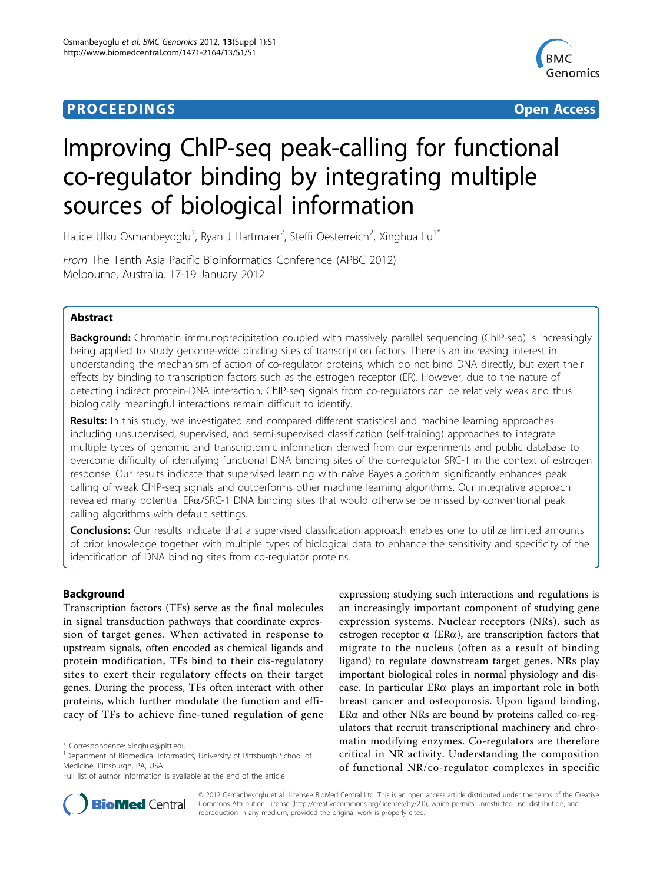**PROCEEDINGS** **Open Access**

# Improving ChIP-seq peak-calling for functional co-regulator binding by integrating multiple sources of biological information

Hatice Ulku Osmanbeyoglu[1], Ryan J Hartmaier[2], Steffi Oesterreich[2], Xinghua Lu[1*]

*From* The Tenth Asia Pacific Bioinformatics Conference (APBC 2012)
Melbourne, Australia. 17-19 January 2012

## Abstract

**Background:** Chromatin immunoprecipitation coupled with massively parallel sequencing (ChIP-seq) is increasingly being applied to study genome-wide binding sites of transcription factors. There is an increasing interest in understanding the mechanism of action of co-regulator proteins, which do not bind DNA directly, but exert their effects by binding to transcription factors such as the estrogen receptor (ER). However, due to the nature of detecting indirect protein-DNA interaction, ChIP-seq signals from co-regulators can be relatively weak and thus biologically meaningful interactions remain difficult to identify.

**Results:** In this study, we investigated and compared different statistical and machine learning approaches including unsupervised, supervised, and semi-supervised classification (self-training) approaches to integrate multiple types of genomic and transcriptomic information derived from our experiments and public database to overcome difficulty of identifying functional DNA binding sites of the co-regulator SRC-1 in the context of estrogen response. Our results indicate that supervised learning with naïve Bayes algorithm significantly enhances peak calling of weak ChIP-seq signals and outperforms other machine learning algorithms. Our integrative approach revealed many potential ERα/SRC-1 DNA binding sites that would otherwise be missed by conventional peak calling algorithms with default settings.

**Conclusions:** Our results indicate that a supervised classification approach enables one to utilize limited amounts of prior knowledge together with multiple types of biological data to enhance the sensitivity and specificity of the identification of DNA binding sites from co-regulator proteins.

## Background

Transcription factors (TFs) serve as the final molecules in signal transduction pathways that coordinate expression of target genes. When activated in response to upstream signals, often encoded as chemical ligands and protein modification, TFs bind to their cis-regulatory sites to exert their regulatory effects on their target genes. During the process, TFs often interact with other proteins, which further modulate the function and efficacy of TFs to achieve fine-tuned regulation of gene expression; studying such interactions and regulations is an increasingly important component of studying gene expression systems. Nuclear receptors (NRs), such as estrogen receptor α (ERα), are transcription factors that migrate to the nucleus (often as a result of binding ligand) to regulate downstream target genes. NRs play important biological roles in normal physiology and disease. In particular ERα plays an important role in both breast cancer and osteoporosis. Upon ligand binding, ERα and other NRs are bound by proteins called co-regulators that recruit transcriptional machinery and chromatin modifying enzymes. Co-regulators are therefore critical in NR activity. Understanding the composition of functional NR/co-regulator complexes in specific

\* Correspondence: xinghua@pitt.edu
[1]Department of Biomedical Informatics, University of Pittsburgh School of Medicine, Pittsburgh, PA, USA
Full list of author information is available at the end of the article

© 2012 Osmanbeyoglu et al.; licensee BioMed Central Ltd. This is an open access article distributed under the terms of the Creative Commons Attribution License (http://creativecommons.org/licenses/by/2.0), which permits unrestricted use, distribution, and reproduction in any medium, provided the original work is properly cited.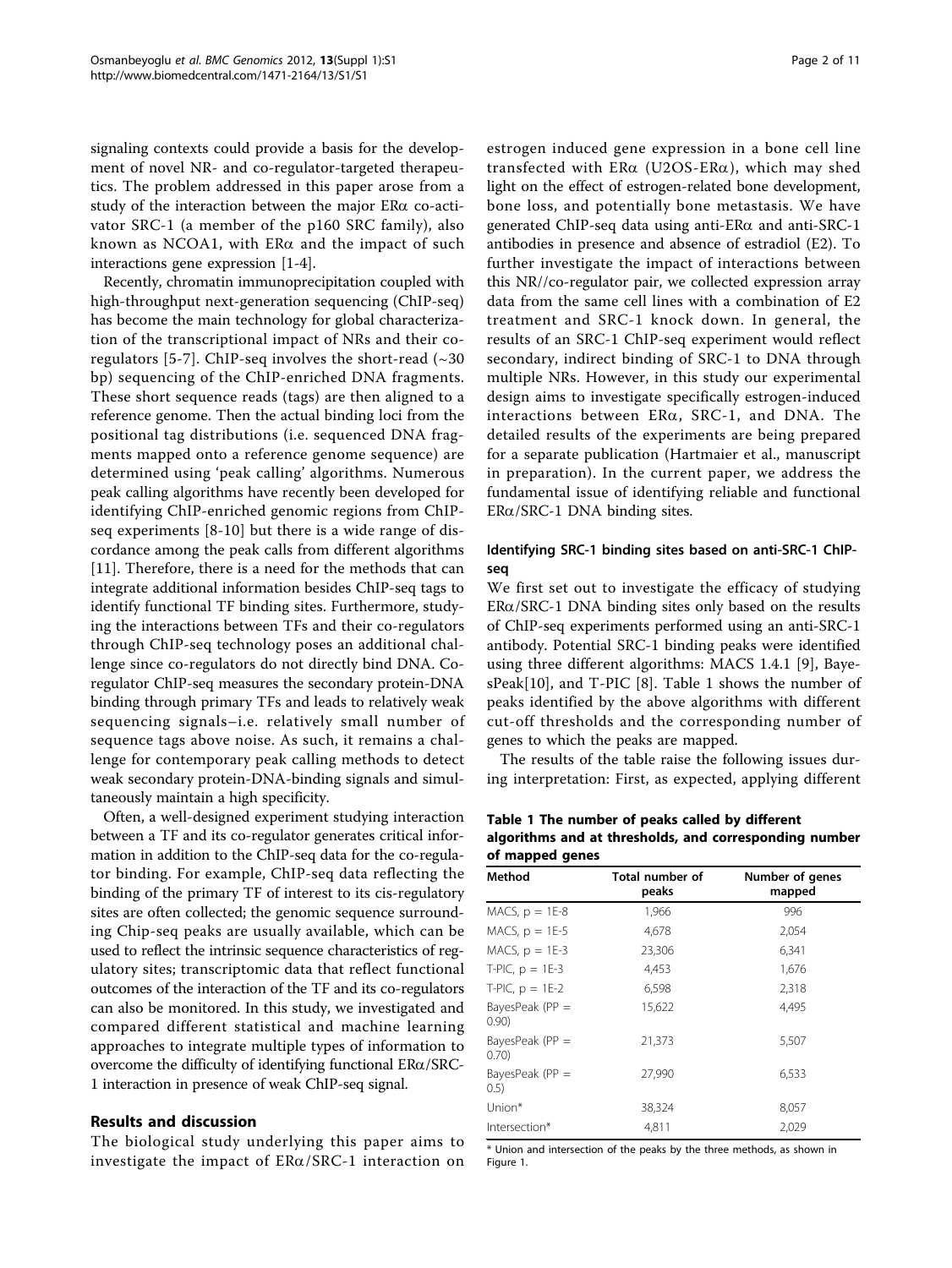signaling contexts could provide a basis for the development of novel NR- and co-regulator-targeted therapeutics. The problem addressed in this paper arose from a study of the interaction between the major ERα co-activator SRC-1 (a member of the p160 SRC family), also known as NCOA1, with ERα and the impact of such interactions gene expression [1-4].

Recently, chromatin immunoprecipitation coupled with high-throughput next-generation sequencing (ChIP-seq) has become the main technology for global characterization of the transcriptional impact of NRs and their co-regulators [5-7]. ChIP-seq involves the short-read (~30 bp) sequencing of the ChIP-enriched DNA fragments. These short sequence reads (tags) are then aligned to a reference genome. Then the actual binding loci from the positional tag distributions (i.e. sequenced DNA fragments mapped onto a reference genome sequence) are determined using 'peak calling' algorithms. Numerous peak calling algorithms have recently been developed for identifying ChIP-enriched genomic regions from ChIP-seq experiments [8-10] but there is a wide range of discordance among the peak calls from different algorithms [11]. Therefore, there is a need for the methods that can integrate additional information besides ChIP-seq tags to identify functional TF binding sites. Furthermore, studying the interactions between TFs and their co-regulators through ChIP-seq technology poses an additional challenge since co-regulators do not directly bind DNA. Co-regulator ChIP-seq measures the secondary protein-DNA binding through primary TFs and leads to relatively weak sequencing signals–i.e. relatively small number of sequence tags above noise. As such, it remains a challenge for contemporary peak calling methods to detect weak secondary protein-DNA-binding signals and simultaneously maintain a high specificity.

Often, a well-designed experiment studying interaction between a TF and its co-regulator generates critical information in addition to the ChIP-seq data for the co-regulator binding. For example, ChIP-seq data reflecting the binding of the primary TF of interest to its cis-regulatory sites are often collected; the genomic sequence surrounding Chip-seq peaks are usually available, which can be used to reflect the intrinsic sequence characteristics of regulatory sites; transcriptomic data that reflect functional outcomes of the interaction of the TF and its co-regulators can also be monitored. In this study, we investigated and compared different statistical and machine learning approaches to integrate multiple types of information to overcome the difficulty of identifying functional ERα/SRC-1 interaction in presence of weak ChIP-seq signal.

## Results and discussion

The biological study underlying this paper aims to investigate the impact of ERα/SRC-1 interaction on estrogen induced gene expression in a bone cell line transfected with ERα (U2OS-ERα), which may shed light on the effect of estrogen-related bone development, bone loss, and potentially bone metastasis. We have generated ChIP-seq data using anti-ERα and anti-SRC-1 antibodies in presence and absence of estradiol (E2). To further investigate the impact of interactions between this NR//co-regulator pair, we collected expression array data from the same cell lines with a combination of E2 treatment and SRC-1 knock down. In general, the results of an SRC-1 ChIP-seq experiment would reflect secondary, indirect binding of SRC-1 to DNA through multiple NRs. However, in this study our experimental design aims to investigate specifically estrogen-induced interactions between ERα, SRC-1, and DNA. The detailed results of the experiments are being prepared for a separate publication (Hartmaier et al., manuscript in preparation). In the current paper, we address the fundamental issue of identifying reliable and functional ERα/SRC-1 DNA binding sites.

### Identifying SRC-1 binding sites based on anti-SRC-1 ChIP-seq

We first set out to investigate the efficacy of studying ERα/SRC-1 DNA binding sites only based on the results of ChIP-seq experiments performed using an anti-SRC-1 antibody. Potential SRC-1 binding peaks were identified using three different algorithms: MACS 1.4.1 [9], BayesPeak[10], and T-PIC [8]. Table 1 shows the number of peaks identified by the above algorithms with different cut-off thresholds and the corresponding number of genes to which the peaks are mapped.

The results of the table raise the following issues during interpretation: First, as expected, applying different

**Table 1 The number of peaks called by different algorithms and at thresholds, and corresponding number of mapped genes**

| Method | Total number of peaks | Number of genes mapped |
|---|---|---|
| MACS, p = 1E-8 | 1,966 | 996 |
| MACS, p = 1E-5 | 4,678 | 2,054 |
| MACS, p = 1E-3 | 23,306 | 6,341 |
| T-PIC, p = 1E-3 | 4,453 | 1,676 |
| T-PIC, p = 1E-2 | 6,598 | 2,318 |
| BayesPeak (PP = 0.90) | 15,622 | 4,495 |
| BayesPeak (PP = 0.70) | 21,373 | 5,507 |
| BayesPeak (PP = 0.5) | 27,990 | 6,533 |
| Union* | 38,324 | 8,057 |
| Intersection* | 4,811 | 2,029 |

* Union and intersection of the peaks by the three methods, as shown in Figure 1.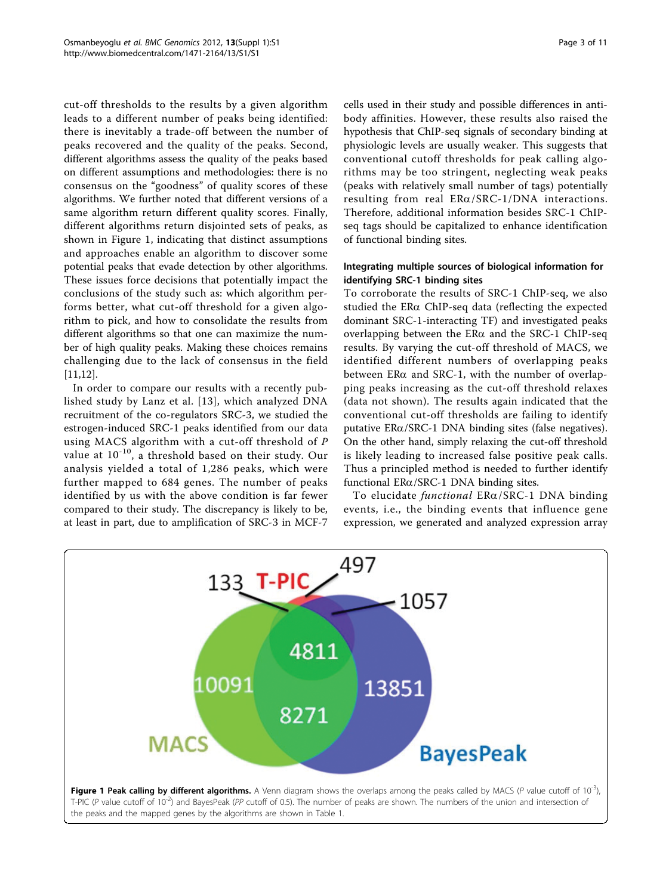cut-off thresholds to the results by a given algorithm leads to a different number of peaks being identified: there is inevitably a trade-off between the number of peaks recovered and the quality of the peaks. Second, different algorithms assess the quality of the peaks based on different assumptions and methodologies: there is no consensus on the "goodness" of quality scores of these algorithms. We further noted that different versions of a same algorithm return different quality scores. Finally, different algorithms return disjointed sets of peaks, as shown in Figure 1, indicating that distinct assumptions and approaches enable an algorithm to discover some potential peaks that evade detection by other algorithms. These issues force decisions that potentially impact the conclusions of the study such as: which algorithm performs better, what cut-off threshold for a given algorithm to pick, and how to consolidate the results from different algorithms so that one can maximize the number of high quality peaks. Making these choices remains challenging due to the lack of consensus in the field [11,12].

In order to compare our results with a recently published study by Lanz et al. [13], which analyzed DNA recruitment of the co-regulators SRC-3, we studied the estrogen-induced SRC-1 peaks identified from our data using MACS algorithm with a cut-off threshold of *P* value at $10^{-10}$, a threshold based on their study. Our analysis yielded a total of 1,286 peaks, which were further mapped to 684 genes. The number of peaks identified by us with the above condition is far fewer compared to their study. The discrepancy is likely to be, at least in part, due to amplification of SRC-3 in MCF-7 cells used in their study and possible differences in antibody affinities. However, these results also raised the hypothesis that ChIP-seq signals of secondary binding at physiologic levels are usually weaker. This suggests that conventional cutoff thresholds for peak calling algorithms may be too stringent, neglecting weak peaks (peaks with relatively small number of tags) potentially resulting from real ERα/SRC-1/DNA interactions. Therefore, additional information besides SRC-1 ChIP-seq tags should be capitalized to enhance identification of functional binding sites.

### Integrating multiple sources of biological information for identifying SRC-1 binding sites

To corroborate the results of SRC-1 ChIP-seq, we also studied the ERα ChIP-seq data (reflecting the expected dominant SRC-1-interacting TF) and investigated peaks overlapping between the ERα and the SRC-1 ChIP-seq results. By varying the cut-off threshold of MACS, we identified different numbers of overlapping peaks between ERα and SRC-1, with the number of overlapping peaks increasing as the cut-off threshold relaxes (data not shown). The results again indicated that the conventional cut-off thresholds are failing to identify putative ERα/SRC-1 DNA binding sites (false negatives). On the other hand, simply relaxing the cut-off threshold is likely leading to increased false positive peak calls. Thus a principled method is needed to further identify functional ERα/SRC-1 DNA binding sites.

To elucidate *functional* ERα/SRC-1 DNA binding events, i.e., the binding events that influence gene expression, we generated and analyzed expression array

**Figure 1 Peak calling by different algorithms.** A Venn diagram shows the overlaps among the peaks called by MACS (*P* value cutoff of $10^{-3}$), T-PIC (*P* value cutoff of $10^{-2}$) and BayesPeak (*PP* cutoff of 0.5). The number of peaks are shown. The numbers of the union and intersection of the peaks and the mapped genes by the algorithms are shown in Table 1.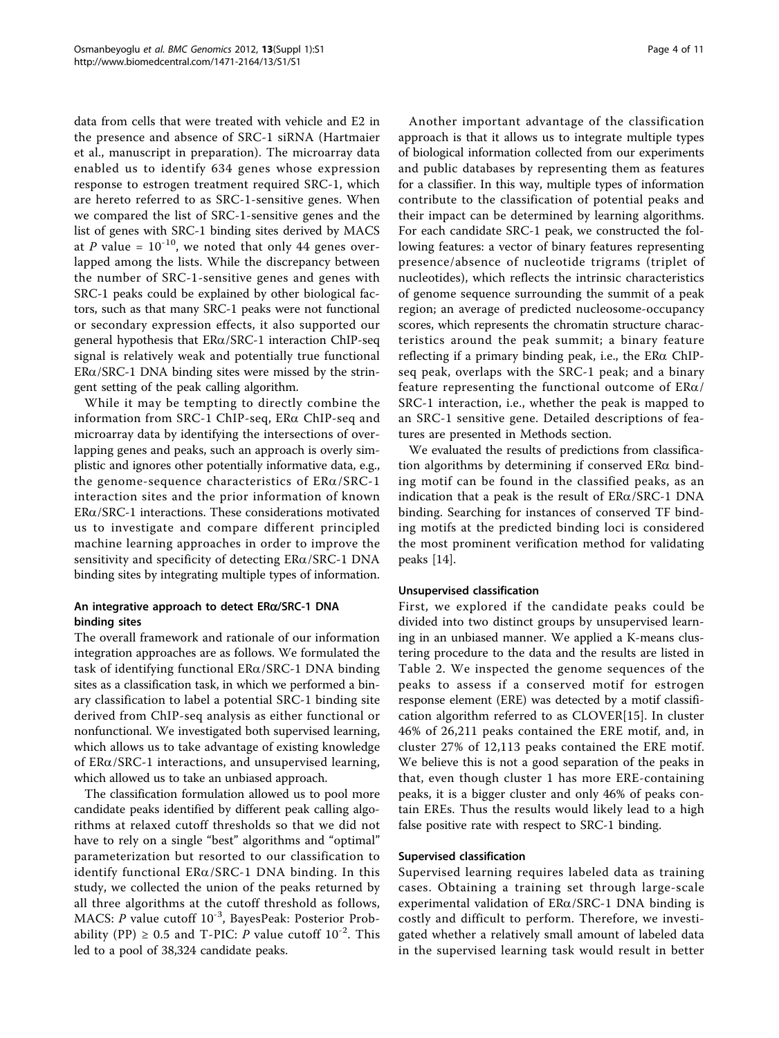data from cells that were treated with vehicle and E2 in the presence and absence of SRC-1 siRNA (Hartmaier et al., manuscript in preparation). The microarray data enabled us to identify 634 genes whose expression response to estrogen treatment required SRC-1, which are hereto referred to as SRC-1-sensitive genes. When we compared the list of SRC-1-sensitive genes and the list of genes with SRC-1 binding sites derived by MACS at $P$ value = $10^{-10}$, we noted that only 44 genes overlapped among the lists. While the discrepancy between the number of SRC-1-sensitive genes and genes with SRC-1 peaks could be explained by other biological factors, such as that many SRC-1 peaks were not functional or secondary expression effects, it also supported our general hypothesis that ERα/SRC-1 interaction ChIP-seq signal is relatively weak and potentially true functional ERα/SRC-1 DNA binding sites were missed by the stringent setting of the peak calling algorithm.

While it may be tempting to directly combine the information from SRC-1 ChIP-seq, ERα ChIP-seq and microarray data by identifying the intersections of overlapping genes and peaks, such an approach is overly simplistic and ignores other potentially informative data, e.g., the genome-sequence characteristics of ERα/SRC-1 interaction sites and the prior information of known ERα/SRC-1 interactions. These considerations motivated us to investigate and compare different principled machine learning approaches in order to improve the sensitivity and specificity of detecting ERα/SRC-1 DNA binding sites by integrating multiple types of information.

### An integrative approach to detect ERα/SRC-1 DNA binding sites

The overall framework and rationale of our information integration approaches are as follows. We formulated the task of identifying functional ERα/SRC-1 DNA binding sites as a classification task, in which we performed a binary classification to label a potential SRC-1 binding site derived from ChIP-seq analysis as either functional or nonfunctional. We investigated both supervised learning, which allows us to take advantage of existing knowledge of ERα/SRC-1 interactions, and unsupervised learning, which allowed us to take an unbiased approach.

The classification formulation allowed us to pool more candidate peaks identified by different peak calling algorithms at relaxed cutoff thresholds so that we did not have to rely on a single "best" algorithms and "optimal" parameterization but resorted to our classification to identify functional ERα/SRC-1 DNA binding. In this study, we collected the union of the peaks returned by all three algorithms at the cutoff threshold as follows, MACS: $P$ value cutoff $10^{-3}$, BayesPeak: Posterior Probability (PP) ≥ 0.5 and T-PIC: $P$ value cutoff $10^{-2}$. This led to a pool of 38,324 candidate peaks.

Another important advantage of the classification approach is that it allows us to integrate multiple types of biological information collected from our experiments and public databases by representing them as features for a classifier. In this way, multiple types of information contribute to the classification of potential peaks and their impact can be determined by learning algorithms. For each candidate SRC-1 peak, we constructed the following features: a vector of binary features representing presence/absence of nucleotide trigrams (triplet of nucleotides), which reflects the intrinsic characteristics of genome sequence surrounding the summit of a peak region; an average of predicted nucleosome-occupancy scores, which represents the chromatin structure characteristics around the peak summit; a binary feature reflecting if a primary binding peak, i.e., the ERα ChIP-seq peak, overlaps with the SRC-1 peak; and a binary feature representing the functional outcome of ERα/SRC-1 interaction, i.e., whether the peak is mapped to an SRC-1 sensitive gene. Detailed descriptions of features are presented in Methods section.

We evaluated the results of predictions from classification algorithms by determining if conserved ERα binding motif can be found in the classified peaks, as an indication that a peak is the result of ERα/SRC-1 DNA binding. Searching for instances of conserved TF binding motifs at the predicted binding loci is considered the most prominent verification method for validating peaks [14].

### Unsupervised classification

First, we explored if the candidate peaks could be divided into two distinct groups by unsupervised learning in an unbiased manner. We applied a K-means clustering procedure to the data and the results are listed in Table 2. We inspected the genome sequences of the peaks to assess if a conserved motif for estrogen response element (ERE) was detected by a motif classification algorithm referred to as CLOVER[15]. In cluster 46% of 26,211 peaks contained the ERE motif, and, in cluster 27% of 12,113 peaks contained the ERE motif. We believe this is not a good separation of the peaks in that, even though cluster 1 has more ERE-containing peaks, it is a bigger cluster and only 46% of peaks contain EREs. Thus the results would likely lead to a high false positive rate with respect to SRC-1 binding.

### Supervised classification

Supervised learning requires labeled data as training cases. Obtaining a training set through large-scale experimental validation of ERα/SRC-1 DNA binding is costly and difficult to perform. Therefore, we investigated whether a relatively small amount of labeled data in the supervised learning task would result in better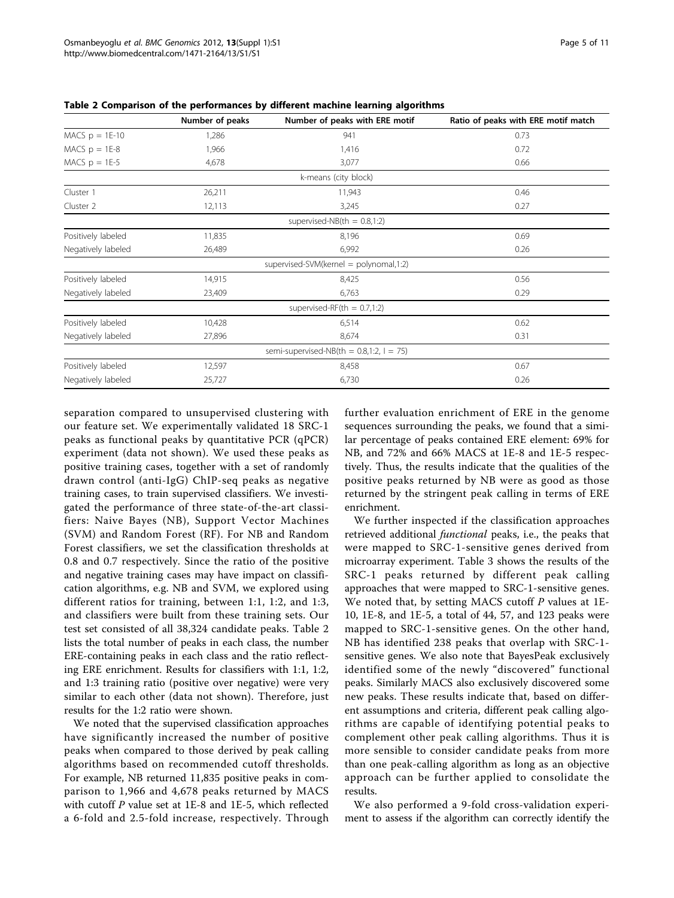**Table 2 Comparison of the performances by different machine learning algorithms**

| | Number of peaks | Number of peaks with ERE motif | Ratio of peaks with ERE motif match |
|---|---|---|---|
| MACS p = 1E-10 | 1,286 | 941 | 0.73 |
| MACS p = 1E-8 | 1,966 | 1,416 | 0.72 |
| MACS p = 1E-5 | 4,678 | 3,077 | 0.66 |
| | | k-means (city block) | |
| Cluster 1 | 26,211 | 11,943 | 0.46 |
| Cluster 2 | 12,113 | 3,245 | 0.27 |
| | | supervised-NB(th = 0.8,1:2) | |
| Positively labeled | 11,835 | 8,196 | 0.69 |
| Negatively labeled | 26,489 | 6,992 | 0.26 |
| | | supervised-SVM(kernel = polynomal,1:2) | |
| Positively labeled | 14,915 | 8,425 | 0.56 |
| Negatively labeled | 23,409 | 6,763 | 0.29 |
| | | supervised-RF(th = 0.7,1:2) | |
| Positively labeled | 10,428 | 6,514 | 0.62 |
| Negatively labeled | 27,896 | 8,674 | 0.31 |
| | | semi-supervised-NB(th = 0.8,1:2, l = 75) | |
| Positively labeled | 12,597 | 8,458 | 0.67 |
| Negatively labeled | 25,727 | 6,730 | 0.26 |

separation compared to unsupervised clustering with our feature set. We experimentally validated 18 SRC-1 peaks as functional peaks by quantitative PCR (qPCR) experiment (data not shown). We used these peaks as positive training cases, together with a set of randomly drawn control (anti-IgG) ChIP-seq peaks as negative training cases, to train supervised classifiers. We investigated the performance of three state-of-the-art classifiers: Naive Bayes (NB), Support Vector Machines (SVM) and Random Forest (RF). For NB and Random Forest classifiers, we set the classification thresholds at 0.8 and 0.7 respectively. Since the ratio of the positive and negative training cases may have impact on classification algorithms, e.g. NB and SVM, we explored using different ratios for training, between 1:1, 1:2, and 1:3, and classifiers were built from these training sets. Our test set consisted of all 38,324 candidate peaks. Table 2 lists the total number of peaks in each class, the number ERE-containing peaks in each class and the ratio reflecting ERE enrichment. Results for classifiers with 1:1, 1:2, and 1:3 training ratio (positive over negative) were very similar to each other (data not shown). Therefore, just results for the 1:2 ratio were shown.

We noted that the supervised classification approaches have significantly increased the number of positive peaks when compared to those derived by peak calling algorithms based on recommended cutoff thresholds. For example, NB returned 11,835 positive peaks in comparison to 1,966 and 4,678 peaks returned by MACS with cutoff *P* value set at 1E-8 and 1E-5, which reflected a 6-fold and 2.5-fold increase, respectively. Through further evaluation enrichment of ERE in the genome sequences surrounding the peaks, we found that a similar percentage of peaks contained ERE element: 69% for NB, and 72% and 66% MACS at 1E-8 and 1E-5 respectively. Thus, the results indicate that the qualities of the positive peaks returned by NB were as good as those returned by the stringent peak calling in terms of ERE enrichment.

We further inspected if the classification approaches retrieved additional *functional* peaks, i.e., the peaks that were mapped to SRC-1-sensitive genes derived from microarray experiment. Table 3 shows the results of the SRC-1 peaks returned by different peak calling approaches that were mapped to SRC-1-sensitive genes. We noted that, by setting MACS cutoff *P* values at 1E-10, 1E-8, and 1E-5, a total of 44, 57, and 123 peaks were mapped to SRC-1-sensitive genes. On the other hand, NB has identified 238 peaks that overlap with SRC-1-sensitive genes. We also note that BayesPeak exclusively identified some of the newly "discovered" functional peaks. Similarly MACS also exclusively discovered some new peaks. These results indicate that, based on different assumptions and criteria, different peak calling algorithms are capable of identifying potential peaks to complement other peak calling algorithms. Thus it is more sensible to consider candidate peaks from more than one peak-calling algorithm as long as an objective approach can be further applied to consolidate the results.

We also performed a 9-fold cross-validation experiment to assess if the algorithm can correctly identify the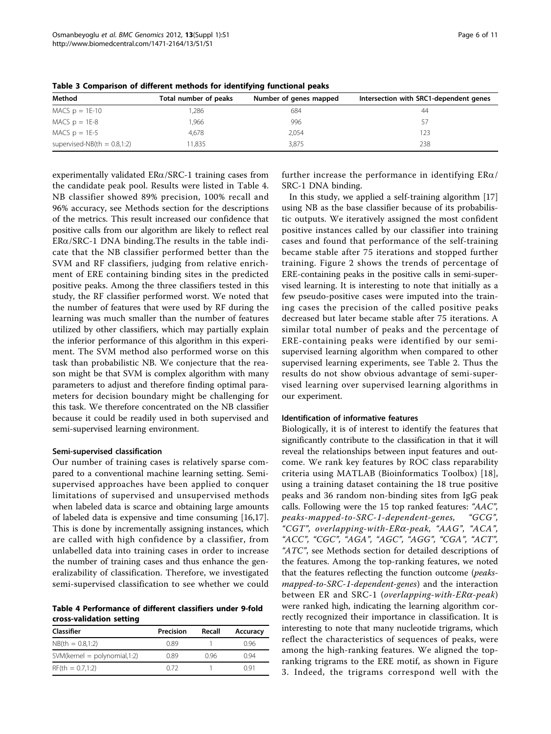**Table 3 Comparison of different methods for identifying functional peaks**

| Method | Total number of peaks | Number of genes mapped | Intersection with SRC1-dependent genes |
| --- | --- | --- | --- |
| MACS p = 1E-10 | 1,286 | 684 | 44 |
| MACS p = 1E-8 | 1,966 | 996 | 57 |
| MACS p = 1E-5 | 4,678 | 2,054 | 123 |
| supervised-NB(th = 0.8,1:2) | 11,835 | 3,875 | 238 |

experimentally validated ERα/SRC-1 training cases from the candidate peak pool. Results were listed in Table 4. NB classifier showed 89% precision, 100% recall and 96% accuracy, see Methods section for the descriptions of the metrics. This result increased our confidence that positive calls from our algorithm are likely to reflect real ERα/SRC-1 DNA binding.The results in the table indicate that the NB classifier performed better than the SVM and RF classifiers, judging from relative enrichment of ERE containing binding sites in the predicted positive peaks. Among the three classifiers tested in this study, the RF classifier performed worst. We noted that the number of features that were used by RF during the learning was much smaller than the number of features utilized by other classifiers, which may partially explain the inferior performance of this algorithm in this experiment. The SVM method also performed worse on this task than probabilistic NB. We conjecture that the reason might be that SVM is complex algorithm with many parameters to adjust and therefore finding optimal parameters for decision boundary might be challenging for this task. We therefore concentrated on the NB classifier because it could be readily used in both supervised and semi-supervised learning environment.

#### Semi-supervised classification

Our number of training cases is relatively sparse compared to a conventional machine learning setting. Semi-supervised approaches have been applied to conquer limitations of supervised and unsupervised methods when labeled data is scarce and obtaining large amounts of labeled data is expensive and time consuming [16,17]. This is done by incrementally assigning instances, which are called with high confidence by a classifier, from unlabelled data into training cases in order to increase the number of training cases and thus enhance the generalizability of classification. Therefore, we investigated semi-supervised classification to see whether we could further increase the performance in identifying ERα/SRC-1 DNA binding.

**Table 4 Performance of different classifiers under 9-fold cross-validation setting**

| Classifier | Precision | Recall | Accuracy |
| --- | --- | --- | --- |
| NB(th = 0.8,1:2) | 0.89 | 1 | 0.96 |
| SVM(kernel = polynomial,1:2) | 0.89 | 0.96 | 0.94 |
| RF(th = 0.7,1:2) | 0.72 | 1 | 0.91 |

In this study, we applied a self-training algorithm [17] using NB as the base classifier because of its probabilistic outputs. We iteratively assigned the most confident positive instances called by our classifier into training cases and found that performance of the self-training became stable after 75 iterations and stopped further training. Figure 2 shows the trends of percentage of ERE-containing peaks in the positive calls in semi-supervised learning. It is interesting to note that initially as a few pseudo-positive cases were imputed into the training cases the precision of the called positive peaks decreased but later became stable after 75 iterations. A similar total number of peaks and the percentage of ERE-containing peaks were identified by our semi-supervised learning algorithm when compared to other supervised learning experiments, see Table 2. Thus the results do not show obvious advantage of semi-supervised learning over supervised learning algorithms in our experiment.

#### Identification of informative features

Biologically, it is of interest to identify the features that significantly contribute to the classification in that it will reveal the relationships between input features and outcome. We rank key features by ROC class reparability criteria using MATLAB (Bioinformatics Toolbox) [18], using a training dataset containing the 18 true positive peaks and 36 random non-binding sites from IgG peak calls. Following were the 15 top ranked features: *"AAC"*, *peaks-mapped-to-SRC-1-dependent-genes*, *"GCG"*, *"CGT"*, *overlapping-with-ERα-peak*, *"AAG"*, *"ACA"*, *"ACC"*, *"CGC"*, *"AGA"*, *"AGC"*, *"AGG"*, *"CGA"*, *"ACT"*, *"ATC"*, see Methods section for detailed descriptions of the features. Among the top-ranking features, we noted that the features reflecting the function outcome (*peaks-mapped-to-SRC-1-dependent-genes*) and the interaction between ER and SRC-1 (*overlapping-with-ERα-peak*) were ranked high, indicating the learning algorithm correctly recognized their importance in classification. It is interesting to note that many nucleotide trigrams, which reflect the characteristics of sequences of peaks, were among the high-ranking features. We aligned the top-ranking trigrams to the ERE motif, as shown in Figure 3. Indeed, the trigrams correspond well with the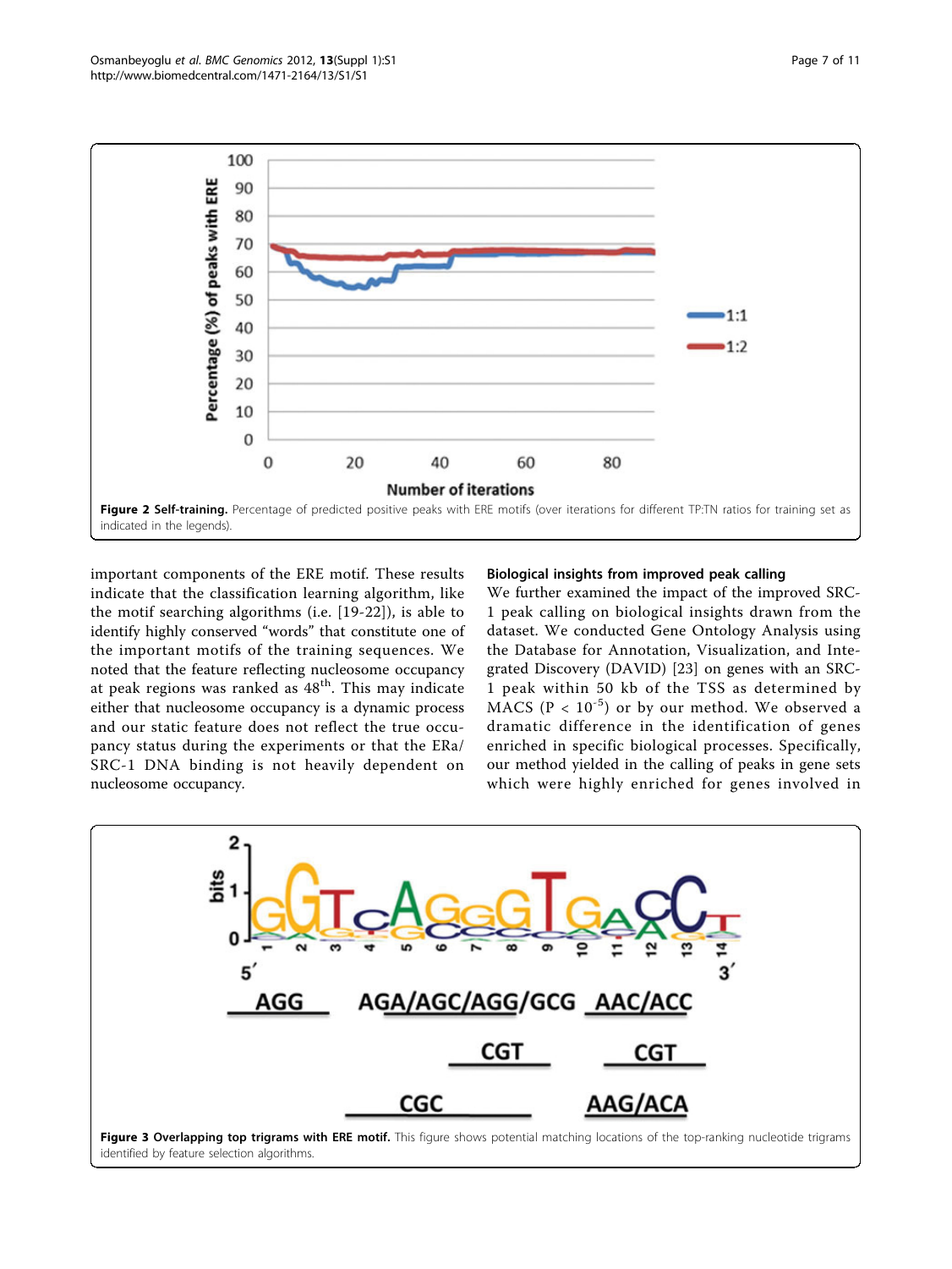**Figure 2 Self-training.** Percentage of predicted positive peaks with ERE motifs (over iterations for different TP:TN ratios for training set as indicated in the legends).

important components of the ERE motif. These results indicate that the classification learning algorithm, like the motif searching algorithms (i.e. [19-22]), is able to identify highly conserved "words" that constitute one of the important motifs of the training sequences. We noted that the feature reflecting nucleosome occupancy at peak regions was ranked as 48[th]. This may indicate either that nucleosome occupancy is a dynamic process and our static feature does not reflect the true occupancy status during the experiments or that the ERa/SRC-1 DNA binding is not heavily dependent on nucleosome occupancy.

### Biological insights from improved peak calling

We further examined the impact of the improved SRC-1 peak calling on biological insights drawn from the dataset. We conducted Gene Ontology Analysis using the Database for Annotation, Visualization, and Integrated Discovery (DAVID) [23] on genes with an SRC-1 peak within 50 kb of the TSS as determined by MACS ($P < 10^{-5}$) or by our method. We observed a dramatic difference in the identification of genes enriched in specific biological processes. Specifically, our method yielded in the calling of peaks in gene sets which were highly enriched for genes involved in

**Figure 3 Overlapping top trigrams with ERE motif.** This figure shows potential matching locations of the top-ranking nucleotide trigrams identified by feature selection algorithms.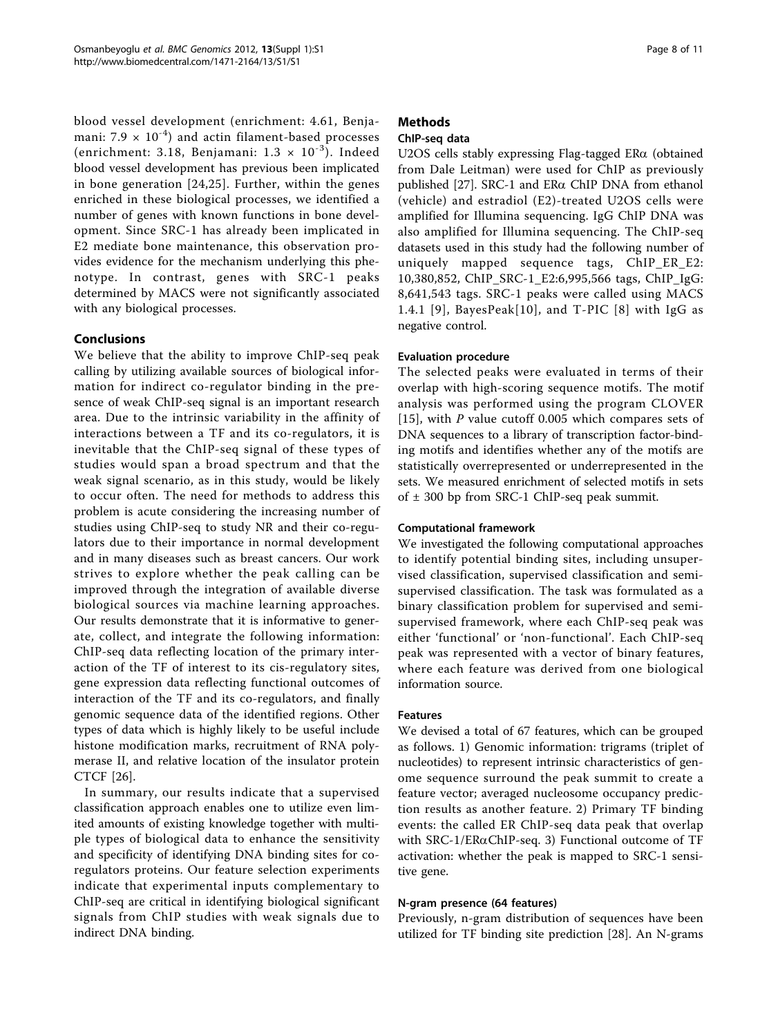blood vessel development (enrichment: 4.61, Benjamani: $7.9 \times 10^{-4}$) and actin filament-based processes (enrichment: 3.18, Benjamani: $1.3 \times 10^{-3}$). Indeed blood vessel development has previous been implicated in bone generation [24,25]. Further, within the genes enriched in these biological processes, we identified a number of genes with known functions in bone development. Since SRC-1 has already been implicated in E2 mediate bone maintenance, this observation provides evidence for the mechanism underlying this phenotype. In contrast, genes with SRC-1 peaks determined by MACS were not significantly associated with any biological processes.

## Conclusions

We believe that the ability to improve ChIP-seq peak calling by utilizing available sources of biological information for indirect co-regulator binding in the presence of weak ChIP-seq signal is an important research area. Due to the intrinsic variability in the affinity of interactions between a TF and its co-regulators, it is inevitable that the ChIP-seq signal of these types of studies would span a broad spectrum and that the weak signal scenario, as in this study, would be likely to occur often. The need for methods to address this problem is acute considering the increasing number of studies using ChIP-seq to study NR and their co-regulators due to their importance in normal development and in many diseases such as breast cancers. Our work strives to explore whether the peak calling can be improved through the integration of available diverse biological sources via machine learning approaches. Our results demonstrate that it is informative to generate, collect, and integrate the following information: ChIP-seq data reflecting location of the primary interaction of the TF of interest to its cis-regulatory sites, gene expression data reflecting functional outcomes of interaction of the TF and its co-regulators, and finally genomic sequence data of the identified regions. Other types of data which is highly likely to be useful include histone modification marks, recruitment of RNA polymerase II, and relative location of the insulator protein CTCF [26].

In summary, our results indicate that a supervised classification approach enables one to utilize even limited amounts of existing knowledge together with multiple types of biological data to enhance the sensitivity and specificity of identifying DNA binding sites for coregulators proteins. Our feature selection experiments indicate that experimental inputs complementary to ChIP-seq are critical in identifying biological significant signals from ChIP studies with weak signals due to indirect DNA binding.

## Methods

### ChIP-seq data

U2OS cells stably expressing Flag-tagged ERα (obtained from Dale Leitman) were used for ChIP as previously published [27]. SRC-1 and ERα ChIP DNA from ethanol (vehicle) and estradiol (E2)-treated U2OS cells were amplified for Illumina sequencing. IgG ChIP DNA was also amplified for Illumina sequencing. The ChIP-seq datasets used in this study had the following number of uniquely mapped sequence tags, ChIP_ER_E2: 10,380,852, ChIP_SRC-1_E2:6,995,566 tags, ChIP_IgG: 8,641,543 tags. SRC-1 peaks were called using MACS 1.4.1 [9], BayesPeak[10], and T-PIC [8] with IgG as negative control.

### Evaluation procedure

The selected peaks were evaluated in terms of their overlap with high-scoring sequence motifs. The motif analysis was performed using the program CLOVER [15], with *P* value cutoff 0.005 which compares sets of DNA sequences to a library of transcription factor-binding motifs and identifies whether any of the motifs are statistically overrepresented or underrepresented in the sets. We measured enrichment of selected motifs in sets of ± 300 bp from SRC-1 ChIP-seq peak summit.

### Computational framework

We investigated the following computational approaches to identify potential binding sites, including unsupervised classification, supervised classification and semi-supervised classification. The task was formulated as a binary classification problem for supervised and semi-supervised framework, where each ChIP-seq peak was either 'functional' or 'non-functional'. Each ChIP-seq peak was represented with a vector of binary features, where each feature was derived from one biological information source.

### Features

We devised a total of 67 features, which can be grouped as follows. 1) Genomic information: trigrams (triplet of nucleotides) to represent intrinsic characteristics of genome sequence surround the peak summit to create a feature vector; averaged nucleosome occupancy prediction results as another feature. 2) Primary TF binding events: the called ER ChIP-seq data peak that overlap with SRC-1/ERαChIP-seq. 3) Functional outcome of TF activation: whether the peak is mapped to SRC-1 sensitive gene.

### N-gram presence (64 features)

Previously, n-gram distribution of sequences have been utilized for TF binding site prediction [28]. An N-grams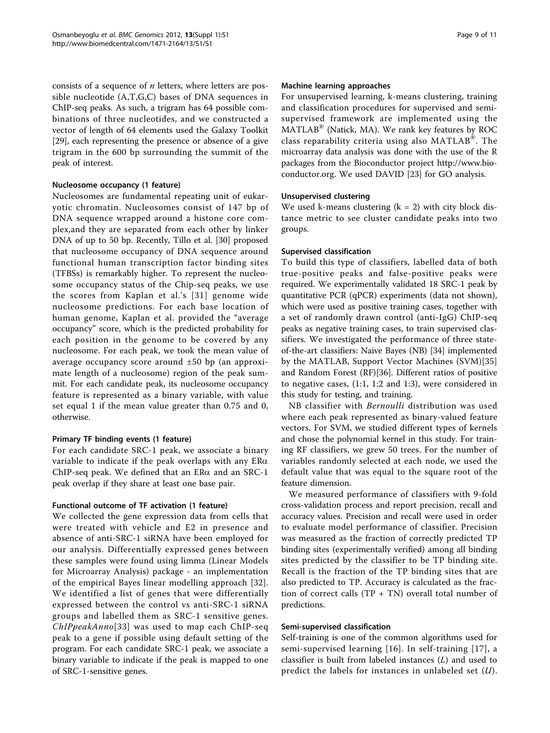consists of a sequence of *n* letters, where letters are possible nucleotide (A,T,G,C) bases of DNA sequences in ChIP-seq peaks. As such, a trigram has 64 possible combinations of three nucleotides, and we constructed a vector of length of 64 elements used the Galaxy Toolkit [29], each representing the presence or absence of a give trigram in the 600 bp surrounding the summit of the peak of interest.

#### Nucleosome occupancy (1 feature)

Nucleosomes are fundamental repeating unit of eukaryotic chromatin. Nucleosomes consist of 147 bp of DNA sequence wrapped around a histone core complex,and they are separated from each other by linker DNA of up to 50 bp. Recently, Tillo et al. [30] proposed that nucleosome occupancy of DNA sequence around functional human transcription factor binding sites (TFBSs) is remarkably higher. To represent the nucleosome occupancy status of the Chip-seq peaks, we use the scores from Kaplan et al.'s [31] genome wide nucleosome predictions. For each base location of human genome, Kaplan et al. provided the "average occupancy" score, which is the predicted probability for each position in the genome to be covered by any nucleosome. For each peak, we took the mean value of average occupancy score around ±50 bp (an approximate length of a nucleosome) region of the peak summit. For each candidate peak, its nucleosome occupancy feature is represented as a binary variable, with value set equal 1 if the mean value greater than 0.75 and 0, otherwise.

#### Primary TF binding events (1 feature)

For each candidate SRC-1 peak, we associate a binary variable to indicate if the peak overlaps with any ERα ChIP-seq peak. We defined that an ERα and an SRC-1 peak overlap if they share at least one base pair.

#### Functional outcome of TF activation (1 feature)

We collected the gene expression data from cells that were treated with vehicle and E2 in presence and absence of anti-SRC-1 siRNA have been employed for our analysis. Differentially expressed genes between these samples were found using limma (Linear Models for Microarray Analysis) package - an implementation of the empirical Bayes linear modelling approach [32]. We identified a list of genes that were differentially expressed between the control vs anti-SRC-1 siRNA groups and labelled them as SRC-1 sensitive genes. *ChIPpeakAnno*[33] was used to map each ChIP-seq peak to a gene if possible using default setting of the program. For each candidate SRC-1 peak, we associate a binary variable to indicate if the peak is mapped to one of SRC-1-sensitive genes.

#### Machine learning approaches

For unsupervised learning, k-means clustering, training and classification procedures for supervised and semi-supervised framework are implemented using the MATLAB® (Natick, MA). We rank key features by ROC class reparability criteria using also MATLAB®. The microarray data analysis was done with the use of the R packages from the Bioconductor project http://www.bioconductor.org. We used DAVID [23] for GO analysis.

#### Unsupervised clustering

We used k-means clustering ($k = 2$) with city block distance metric to see cluster candidate peaks into two groups.

#### Supervised classification

To build this type of classifiers, labelled data of both true-positive peaks and false-positive peaks were required. We experimentally validated 18 SRC-1 peak by quantitative PCR (qPCR) experiments (data not shown), which were used as positive training cases, together with a set of randomly drawn control (anti-IgG) ChIP-seq peaks as negative training cases, to train supervised classifiers. We investigated the performance of three state-of-the-art classifiers: Naive Bayes (NB) [34] implemented by the MATLAB, Support Vector Machines (SVM)[35] and Random Forest (RF)[36]. Different ratios of positive to negative cases, (1:1, 1:2 and 1:3), were considered in this study for testing, and training.

NB classifier with *Bernoulli* distribution was used where each peak represented as binary-valued feature vectors. For SVM, we studied different types of kernels and chose the polynomial kernel in this study. For training RF classifiers, we grew 50 trees. For the number of variables randomly selected at each node, we used the default value that was equal to the square root of the feature dimension.

We measured performance of classifiers with 9-fold cross-validation process and report precision, recall and accuracy values. Precision and recall were used in order to evaluate model performance of classifier. Precision was measured as the fraction of correctly predicted TP binding sites (experimentally verified) among all binding sites predicted by the classifier to be TP binding site. Recall is the fraction of the TP binding sites that are also predicted to TP. Accuracy is calculated as the fraction of correct calls (TP + TN) overall total number of predictions.

#### Semi-supervised classification

Self-training is one of the common algorithms used for semi-supervised learning [16]. In self-training [17], a classifier is built from labeled instances ($L$) and used to predict the labels for instances in unlabeled set ($U$).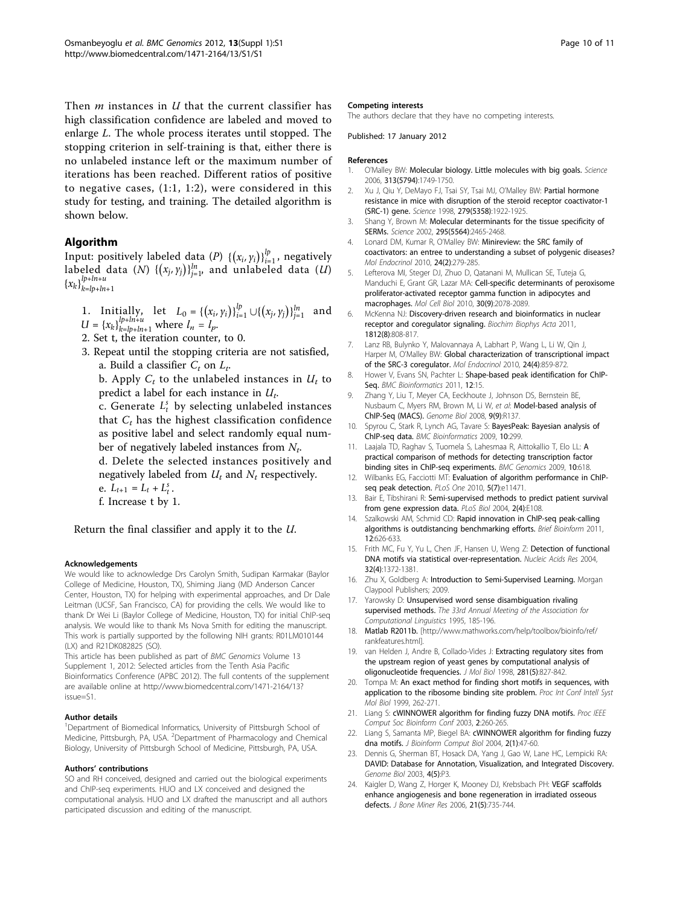Then $m$ instances in $U$ that the current classifier has high classification confidence are labeled and moved to enlarge $L$. The whole process iterates until stopped. The stopping criterion in self-training is that, either there is no unlabeled instance left or the maximum number of iterations has been reached. Different ratios of positive to negative cases, (1:1, 1:2), were considered in this study for testing, and training. The detailed algorithm is shown below.

## Algorithm

Input: positively labeled data ($P$) $\{(x_i, y_i)\}_{i=1}^{lp}$, negatively labeled data ($N$) $\{(x_j, y_j)\}_{j=1}^{ln}$, and unlabeled data ($U$) $\{x_k\}_{k=lp+ln+1}^{lp+ln+u}$

1. Initially, let $L_0 = \{(x_i, y_i)\}_{i=1}^{lp} \cup \{(x_j, y_j)\}_{j=1}^{ln}$ and $U = \{x_k\}_{k=lp+ln+1}^{lp+ln+u}$ where $l_n = l_p$.
2. Set t, the iteration counter, to 0.
3. Repeat until the stopping criteria are not satisfied,
   a. Build a classifier $C_t$ on $L_t$.
   b. Apply $C_t$ to the unlabeled instances in $U_t$ to predict a label for each instance in $U_t$.
   c. Generate $L_t^s$ by selecting unlabeled instances that $C_t$ has the highest classification confidence as positive label and select randomly equal number of negatively labeled instances from $N_t$.
   d. Delete the selected instances positively and negatively labeled from $U_t$ and $N_t$ respectively.
   e. $L_{t+1} = L_t + L_t^s$.
   f. Increase t by 1.

Return the final classifier and apply it to the $U$.

#### Acknowledgements

We would like to acknowledge Drs Carolyn Smith, Sudipan Karmakar (Baylor College of Medicine, Houston, TX), Shiming Jiang (MD Anderson Cancer Center, Houston, TX) for helping with experimental approaches, and Dr Dale Leitman (UCSF, San Francisco, CA) for providing the cells. We would like to thank Dr Wei Li (Baylor College of Medicine, Houston, TX) for initial ChIP-seq analysis. We would like to thank Ms Nova Smith for editing the manuscript. This work is partially supported by the following NIH grants: R01LM010144 (LX) and R21DK082825 (SO).

This article has been published as part of *BMC Genomics* Volume 13 Supplement 1, 2012: Selected articles from the Tenth Asia Pacific Bioinformatics Conference (APBC 2012). The full contents of the supplement are available online at http://www.biomedcentral.com/1471-2164/13?issue=S1.

#### Author details

[1]Department of Biomedical Informatics, University of Pittsburgh School of Medicine, Pittsburgh, PA, USA. [2]Department of Pharmacology and Chemical Biology, University of Pittsburgh School of Medicine, Pittsburgh, PA, USA.

#### Authors' contributions

SO and RH conceived, designed and carried out the biological experiments and ChIP-seq experiments. HUO and LX conceived and designed the computational analysis. HUO and LX drafted the manuscript and all authors participated discussion and editing of the manuscript.

#### Competing interests

The authors declare that they have no competing interests.

Published: 17 January 2012

#### References

1. O'Malley BW: **Molecular biology. Little molecules with big goals.** *Science* 2006, **313(5794)**:1749-1750.
2. Xu J, Qiu Y, DeMayo FJ, Tsai SY, Tsai MJ, O'Malley BW: **Partial hormone resistance in mice with disruption of the steroid receptor coactivator-1 (SRC-1) gene.** *Science* 1998, **279(5358)**:1922-1925.
3. Shang Y, Brown M: **Molecular determinants for the tissue specificity of SERMs.** *Science* 2002, **295(5564)**:2465-2468.
4. Lonard DM, Kumar R, O'Malley BW: **Minireview: the SRC family of coactivators: an entree to understanding a subset of polygenic diseases?** *Mol Endocrinol* 2010, **24(2)**:279-285.
5. Lefterova MI, Steger DJ, Zhuo D, Qatanani M, Mullican SE, Tuteja G, Manduchi E, Grant GR, Lazar MA: **Cell-specific determinants of peroxisome proliferator-activated receptor gamma function in adipocytes and macrophages.** *Mol Cell Biol* 2010, **30(9)**:2078-2089.
6. McKenna NJ: **Discovery-driven research and bioinformatics in nuclear receptor and coregulator signaling.** *Biochim Biophys Acta* 2011, **1812(8)**:808-817.
7. Lanz RB, Bulynko Y, Malovannaya A, Labhart P, Wang L, Li W, Qin J, Harper M, O'Malley BW: **Global characterization of transcriptional impact of the SRC-3 coregulator.** *Mol Endocrinol* 2010, **24(4)**:859-872.
8. Hower V, Evans SN, Pachter L: **Shape-based peak identification for ChIP-Seq.** *BMC Bioinformatics* 2011, **12**:15.
9. Zhang Y, Liu T, Meyer CA, Eeckhoute J, Johnson DS, Bernstein BE, Nusbaum C, Myers RM, Brown M, Li W, *et al*: **Model-based analysis of ChIP-Seq (MACS).** *Genome Biol* 2008, **9(9)**:R137.
10. Spyrou C, Stark R, Lynch AG, Tavare S: **BayesPeak: Bayesian analysis of ChIP-seq data.** *BMC Bioinformatics* 2009, **10**:299.
11. Laajala TD, Raghav S, Tuomela S, Lahesmaa R, Aittokallio T, Elo LL: **A practical comparison of methods for detecting transcription factor binding sites in ChIP-seq experiments.** *BMC Genomics* 2009, **10**:618.
12. Wilbanks EG, Facciotti MT: **Evaluation of algorithm performance in ChIP-seq peak detection.** *PLoS One* 2010, **5(7)**:e11471.
13. Bair E, Tibshirani R: **Semi-supervised methods to predict patient survival from gene expression data.** *PLoS Biol* 2004, **2(4)**:E108.
14. Szalkowski AM, Schmid CD: **Rapid innovation in ChIP-seq peak-calling algorithms is outdistancing benchmarking efforts.** *Brief Bioinform* 2011, **12**:626-633.
15. Frith MC, Fu Y, Yu L, Chen JF, Hansen U, Weng Z: **Detection of functional DNA motifs via statistical over-representation.** *Nucleic Acids Res* 2004, **32(4)**:1372-1381.
16. Zhu X, Goldberg A: **Introduction to Semi-Supervised Learning.** Morgan Claypool Publishers; 2009.
17. Yarowsky D: **Unsupervised word sense disambiguation rivaling supervised methods.** *The 33rd Annual Meeting of the Association for Computational Linguistics* 1995, 185-196.
18. **Matlab R2011b.** [http://www.mathworks.com/help/toolbox/bioinfo/ref/rankfeatures.html].
19. van Helden J, Andre B, Collado-Vides J: **Extracting regulatory sites from the upstream region of yeast genes by computational analysis of oligonucleotide frequencies.** *J Mol Biol* 1998, **281(5)**:827-842.
20. Tompa M: **An exact method for finding short motifs in sequences, with application to the ribosome binding site problem.** *Proc Int Conf Intell Syst Mol Biol* 1999, 262-271.
21. Liang S: **cWINNOWER algorithm for finding fuzzy DNA motifs.** *Proc IEEE Comput Soc Bioinform Conf* 2003, **2**:260-265.
22. Liang S, Samanta MP, Biegel BA: **cWINNOWER algorithm for finding fuzzy dna motifs.** *J Bioinform Comput Biol* 2004, **2(1)**:47-60.
23. Dennis G, Sherman BT, Hosack DA, Yang J, Gao W, Lane HC, Lempicki RA: **DAVID: Database for Annotation, Visualization, and Integrated Discovery.** *Genome Biol* 2003, **4(5)**:P3.
24. Kaigler D, Wang Z, Horger K, Mooney DJ, Krebsbach PH: **VEGF scaffolds enhance angiogenesis and bone regeneration in irradiated osseous defects.** *J Bone Miner Res* 2006, **21(5)**:735-744.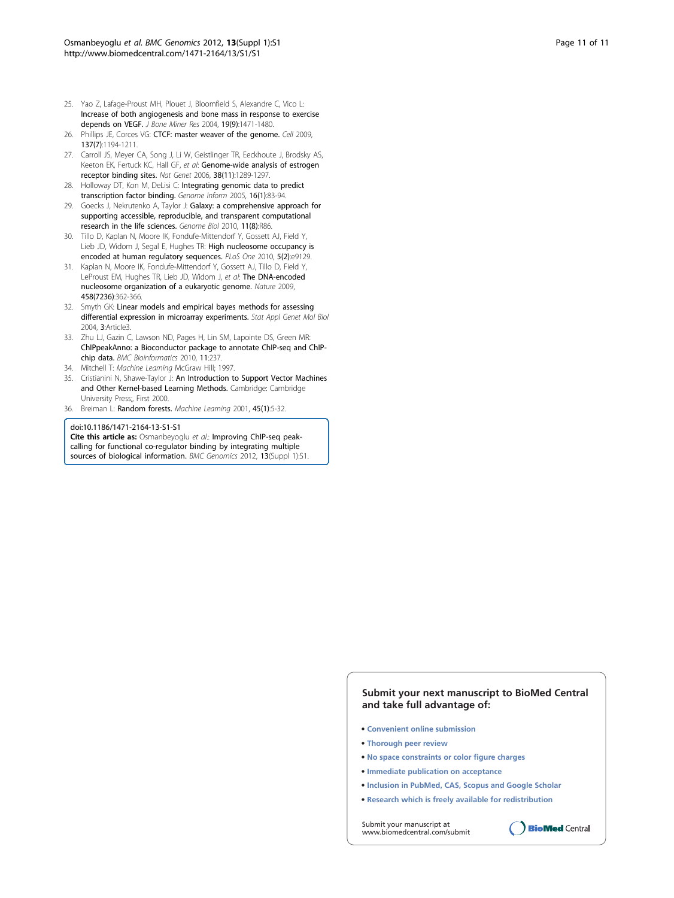25. Yao Z, Lafage-Proust MH, Plouet J, Bloomfield S, Alexandre C, Vico L: **Increase of both angiogenesis and bone mass in response to exercise depends on VEGF.** *J Bone Miner Res* 2004, **19(9)**:1471-1480.
26. Phillips JE, Corces VG: **CTCF: master weaver of the genome.** *Cell* 2009, **137(7)**:1194-1211.
27. Carroll JS, Meyer CA, Song J, Li W, Geistlinger TR, Eeckhoute J, Brodsky AS, Keeton EK, Fertuck KC, Hall GF, *et al*: **Genome-wide analysis of estrogen receptor binding sites.** *Nat Genet* 2006, **38(11)**:1289-1297.
28. Holloway DT, Kon M, DeLisi C: **Integrating genomic data to predict transcription factor binding.** *Genome Inform* 2005, **16(1)**:83-94.
29. Goecks J, Nekrutenko A, Taylor J: **Galaxy: a comprehensive approach for supporting accessible, reproducible, and transparent computational research in the life sciences.** *Genome Biol* 2010, **11(8)**:R86.
30. Tillo D, Kaplan N, Moore IK, Fondufe-Mittendorf Y, Gossett AJ, Field Y, Lieb JD, Widom J, Segal E, Hughes TR: **High nucleosome occupancy is encoded at human regulatory sequences.** *PLoS One* 2010, **5(2)**:e9129.
31. Kaplan N, Moore IK, Fondufe-Mittendorf Y, Gossett AJ, Tillo D, Field Y, LeProust EM, Hughes TR, Lieb JD, Widom J, *et al*: **The DNA-encoded nucleosome organization of a eukaryotic genome.** *Nature* 2009, **458(7236)**:362-366.
32. Smyth GK: **Linear models and empirical bayes methods for assessing differential expression in microarray experiments.** *Stat Appl Genet Mol Biol* 2004, **3**:Article3.
33. Zhu LJ, Gazin C, Lawson ND, Pages H, Lin SM, Lapointe DS, Green MR: **ChIPpeakAnno: a Bioconductor package to annotate ChIP-seq and ChIP-chip data.** *BMC Bioinformatics* 2010, **11**:237.
34. Mitchell T: *Machine Learning* McGraw Hill; 1997.
35. Cristianini N, Shawe-Taylor J: **An Introduction to Support Vector Machines and Other Kernel-based Learning Methods.** Cambridge: Cambridge University Press;, First 2000.
36. Breiman L: **Random forests.** *Machine Learning* 2001, **45(1)**:5-32.

doi:10.1186/1471-2164-13-S1-S1
**Cite this article as:** Osmanbeyoglu *et al.*: Improving ChIP-seq peak-calling for functional co-regulator binding by integrating multiple sources of biological information. *BMC Genomics* 2012, **13**(Suppl 1):S1.

**Submit your next manuscript to BioMed Central and take full advantage of:**

- **Convenient online submission**
- **Thorough peer review**
- **No space constraints or color figure charges**
- **Immediate publication on acceptance**
- **Inclusion in PubMed, CAS, Scopus and Google Scholar**
- **Research which is freely available for redistribution**

Submit your manuscript at
www.biomedcentral.com/submit

BioMed Central